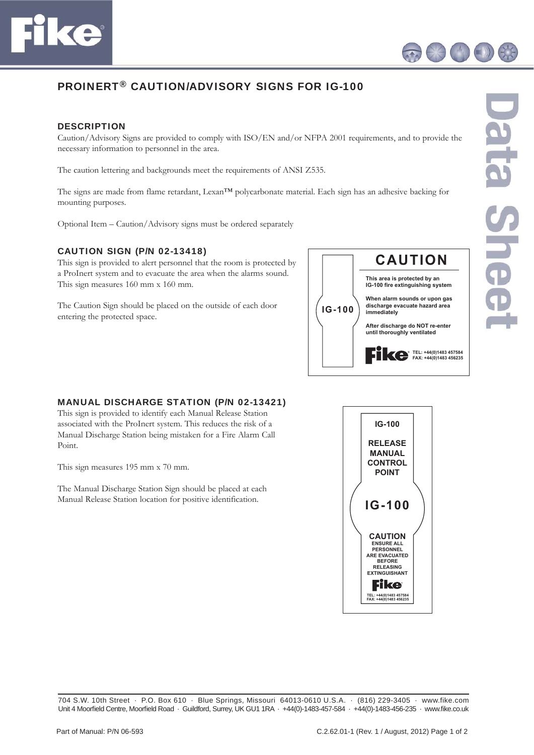# PROINERT® CAUTION/ADVISORY SIGNS FOR IG-100

## DESCRIPTION

Caution/Advisory Signs are provided to comply with ISO/EN and/or NFPA 2001 requirements, and to provide the necessary information to personnel in the area.

The caution lettering and backgrounds meet the requirements of ANSI Z535.

The signs are made from flame retardant, Lexan™ polycarbonate material. Each sign has an adhesive backing for mounting purposes.

Optional Item – Caution/Advisory signs must be ordered separately

## CAUTION SIGN (P/N 02-13418)

This sign is provided to alert personnel that the room is protected by a ProInert system and to evacuate the area when the alarms sound. This sign measures 160 mm x 160 mm.

The Caution Sign should be placed on the outside of each door entering the protected space.

IG-100

CAUTION

This area is protected by an IG-100 fire extinguishing system

When alarm sounds or upon gas discharge evacuate hazard area immediately

After discharge do NOT re-enter until thoroughly ventilated

Fike

TEL: +44(0)1483 457584
FAX: +44(0)1483 456235

## MANUAL DISCHARGE STATION (P/N 02-13421)

This sign is provided to identify each Manual Release Station associated with the ProInert system. This reduces the risk of a Manual Discharge Station being mistaken for a Fire Alarm Call Point.

This sign measures 195 mm x 70 mm.

The Manual Discharge Station Sign should be placed at each Manual Release Station location for positive identification.

IG-100

RELEASE MANUAL CONTROL POINT

IG-100

CAUTION
ENSURE ALL PERSONNEL ARE EVACUATED BEFORE RELEASING EXTINGUISHANT

Fike

TEL: +44(0)1483 457584
FAX: +44(0)1483 456235

704 S.W. 10th Street · P.O. Box 610 · Blue Springs, Missouri 64013-0610 U.S.A. · (816) 229-3405 · www.fike.com
Unit 4 Moorfield Centre, Moorfield Road · Guildford, Surrey, UK GU1 1RA · +44(0)-1483-457-584 · +44(0)-1483-456-235 · www.fike.co.uk

Part of Manual: P/N 06-593

C.2.62.01-1 (Rev. 1 / August, 2012)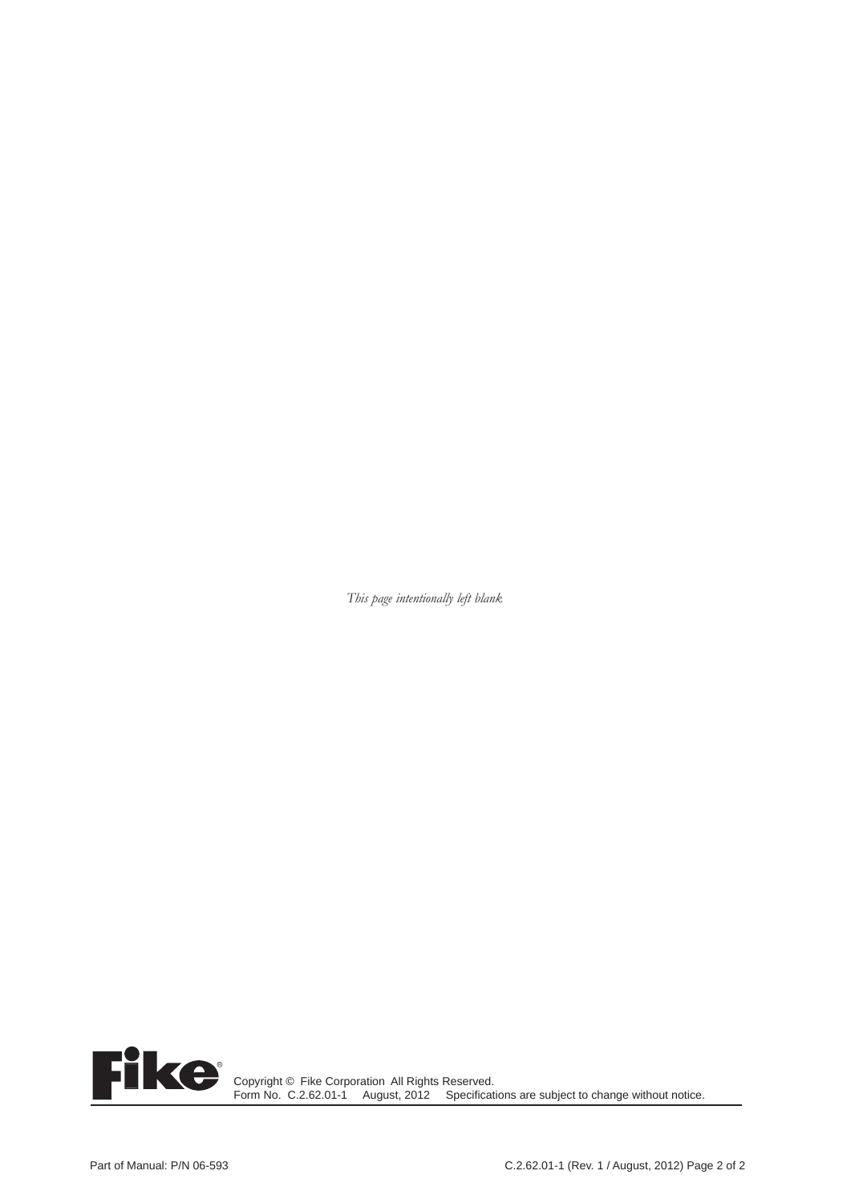*This page intentionally left blank.*

Copyright © Fike Corporation All Rights Reserved.
Form No. C.2.62.01-1 August, 2012 Specifications are subject to change without notice.